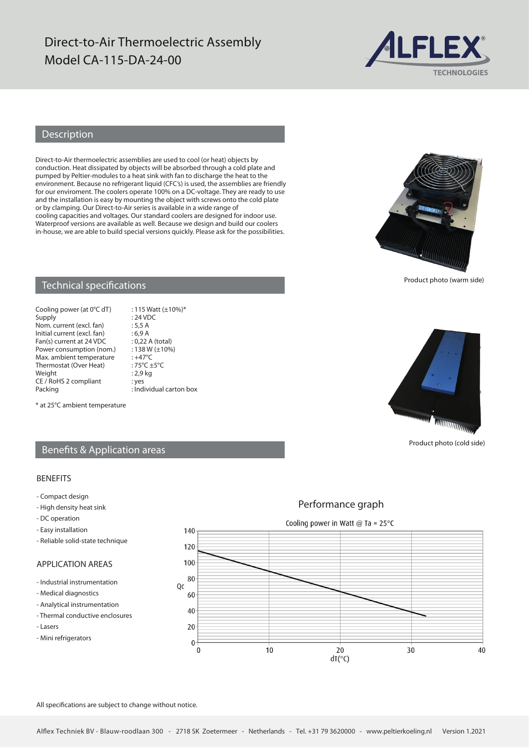# Direct-to-Air Thermoelectric Assembly
# Model CA-115-DA-24-00

ALFLEX® TECHNOLOGIES

## Description

Direct-to-Air thermoelectric assemblies are used to cool (or heat) objects by conduction. Heat dissipated by objects will be absorbed through a cold plate and pumped by Peltier-modules to a heat sink with fan to discharge the heat to the environment. Because no refrigerant liquid (CFC's) is used, the assemblies are friendly for our enviroment. The coolers operate 100% on a DC-voltage. They are ready to use and the installation is easy by mounting the object with screws onto the cold plate or by clamping. Our Direct-to-Air series is available in a wide range of cooling capacities and voltages. Our standard coolers are designed for indoor use. Waterproof versions are available as well. Because we design and build our coolers in-house, we are able to build special versions quickly. Please ask for the possibilities.

Product photo (warm side)

Product photo (cold side)

## Technical specifications

| | |
|---|---|
| Cooling power (at 0°C dT) | : 115 Watt (±10%)* |
| Supply | : 24 VDC |
| Nom. current (excl. fan) | : 5,5 A |
| Initial current (excl. fan) | : 6,9 A |
| Fan(s) current at 24 VDC | : 0,22 A (total) |
| Power consumption (nom.) | : 138 W (±10%) |
| Max. ambient temperature | : +47°C |
| Thermostat (Over Heat) | : 75°C ±5°C |
| Weight | : 2,9 kg |
| CE / RoHS 2 compliant | : yes |
| Packing | : Individual carton box |

\* at 25°C ambient temperature

## Benefits & Application areas

### BENEFITS

- Compact design
- High density heat sink
- DC operation
- Easy installation
- Reliable solid-state technique

### APPLICATION AREAS

- Industrial instrumentation
- Medical diagnostics
- Analytical instrumentation
- Thermal conductive enclosures
- Lasers
- Mini refrigerators

## Performance graph

Cooling power in Watt @ Ta = 25°C

(Graph: Qc (0–140) vs dT(°C) (0–40); line from approx. 115 W at 0°C to approx. 34 W at approx. 32°C)

All specifications are subject to change without notice.

Alflex Techniek BV - Blauw-roodlaan 300 - 2718 SK Zoetermeer - Netherlands - Tel. +31 79 3620000 - www.peltierkoeling.nl Version 1.2021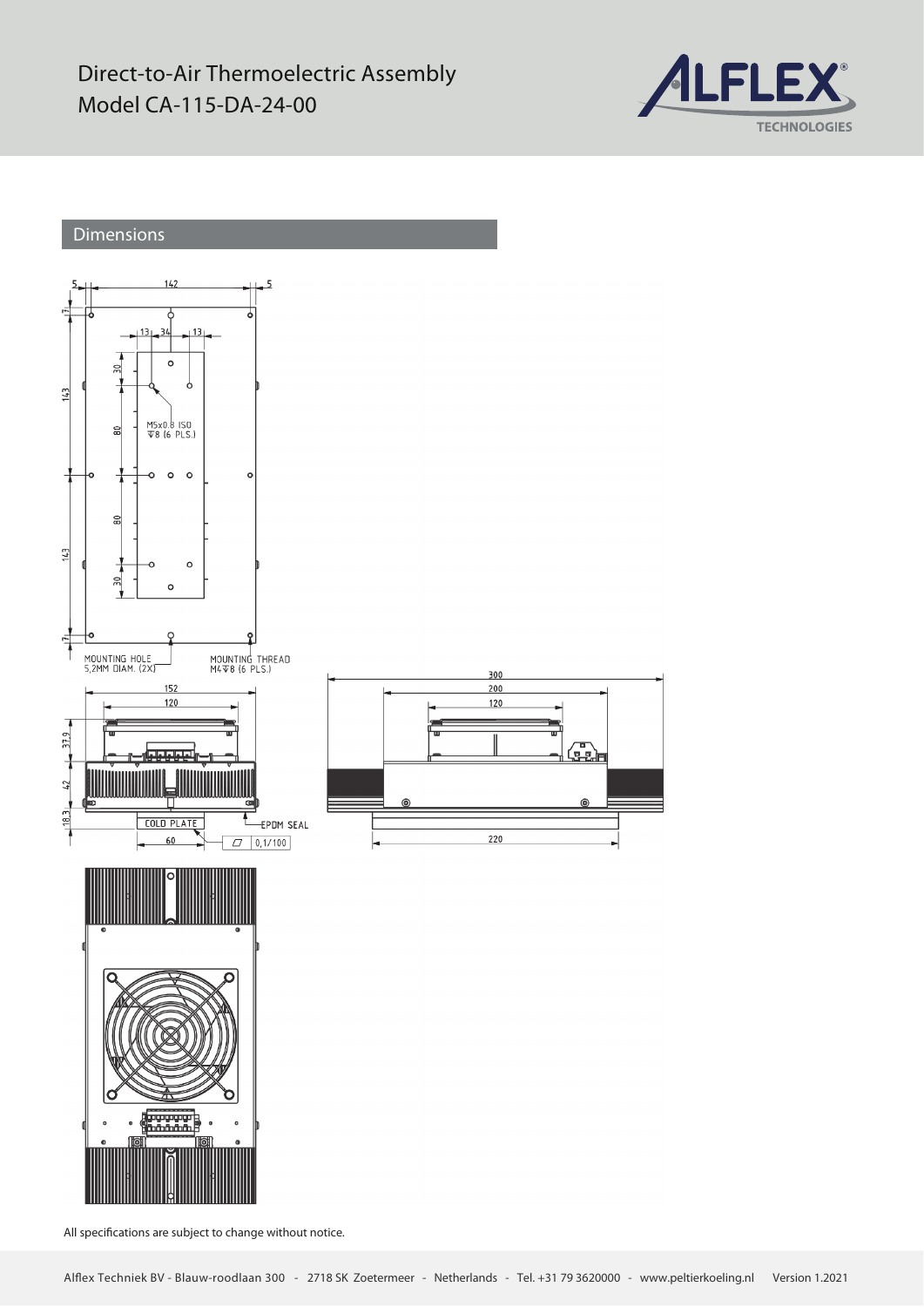# Direct-to-Air Thermoelectric Assembly
## Model CA-115-DA-24-00

## Dimensions

5
142
5
7
13
34
13
30
143
80
M5x0.8 ISO
⊽8 (6 PLS.)
80
143
30
7
MOUNTING HOLE
5,2MM DIAM. (2X)
MOUNTING THREAD
M4⊽8 (6 PLS.)

152
120
37,9
42
18,3
COLD PLATE
EPDM SEAL
60
0,1/100

300
200
120
220

All specifications are subject to change without notice.

Alflex Techniek BV - Blauw-roodlaan 300 - 2718 SK Zoetermeer - Netherlands - Tel. +31 79 3620000 - www.peltierkoeling.nl Version 1.2021